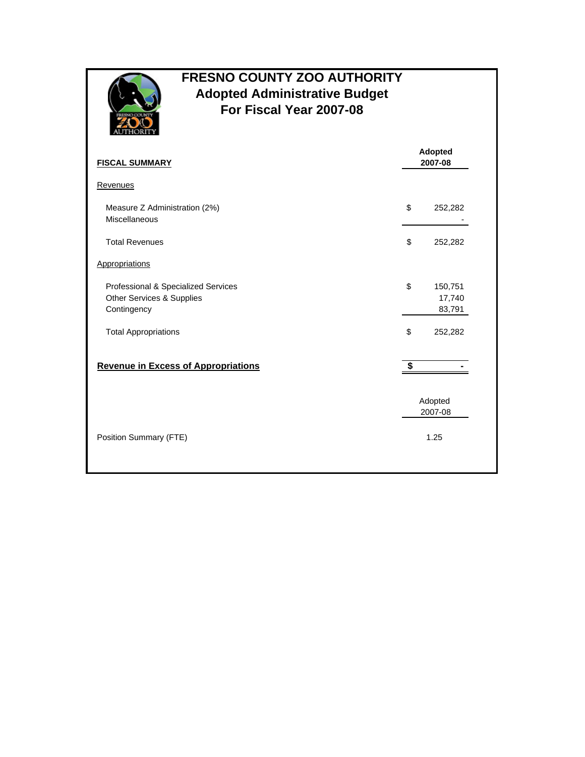# FRESNO COUNTY ZOO AUTHORITY
## Adopted Administrative Budget
## For Fiscal Year 2007-08

| **FISCAL SUMMARY** | | **Adopted 2007-08** |
|---|---|---|
| Revenues | | |
| Measure Z Administration (2%) | $ | 252,282 |
| Miscellaneous | | - |
| Total Revenues | $ | 252,282 |
| Appropriations | | |
| Professional & Specialized Services | $ | 150,751 |
| Other Services & Supplies | | 17,740 |
| Contingency | | 83,791 |
| Total Appropriations | $ | 252,282 |
| **Revenue in Excess of Appropriations** | **$** | **-** |

| | Adopted 2007-08 |
|---|---|
| Position Summary (FTE) | 1.25 |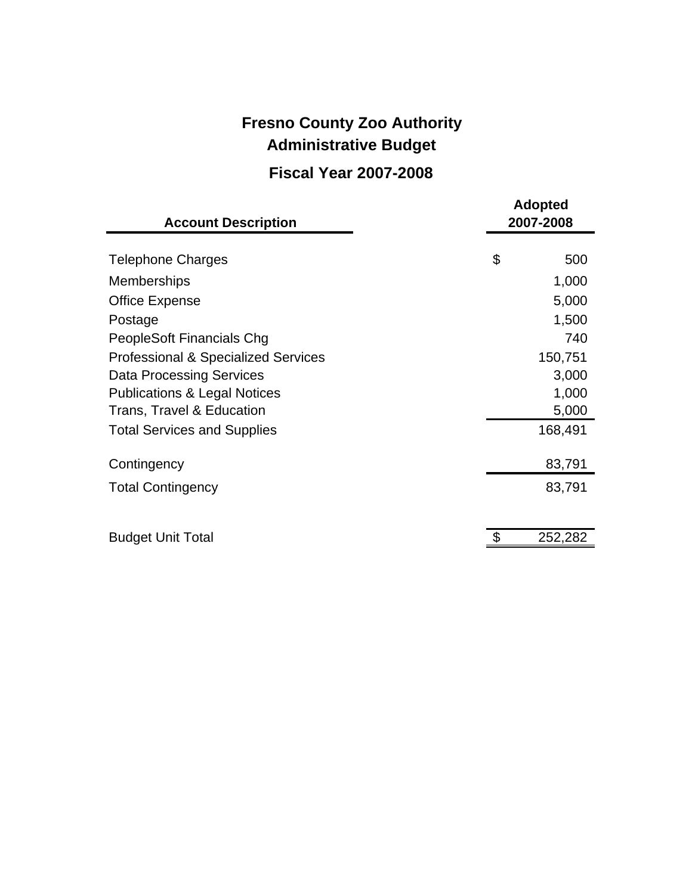# Fresno County Zoo Authority

## Administrative Budget

### Fiscal Year 2007-2008

| Account Description | Adopted 2007-2008 |
|---|---|
| Telephone Charges | $ 500 |
| Memberships | 1,000 |
| Office Expense | 5,000 |
| Postage | 1,500 |
| PeopleSoft Financials Chg | 740 |
| Professional & Specialized Services | 150,751 |
| Data Processing Services | 3,000 |
| Publications & Legal Notices | 1,000 |
| Trans, Travel & Education | 5,000 |
| Total Services and Supplies | 168,491 |
| Contingency | 83,791 |
| Total Contingency | 83,791 |
| Budget Unit Total | $ 252,282 |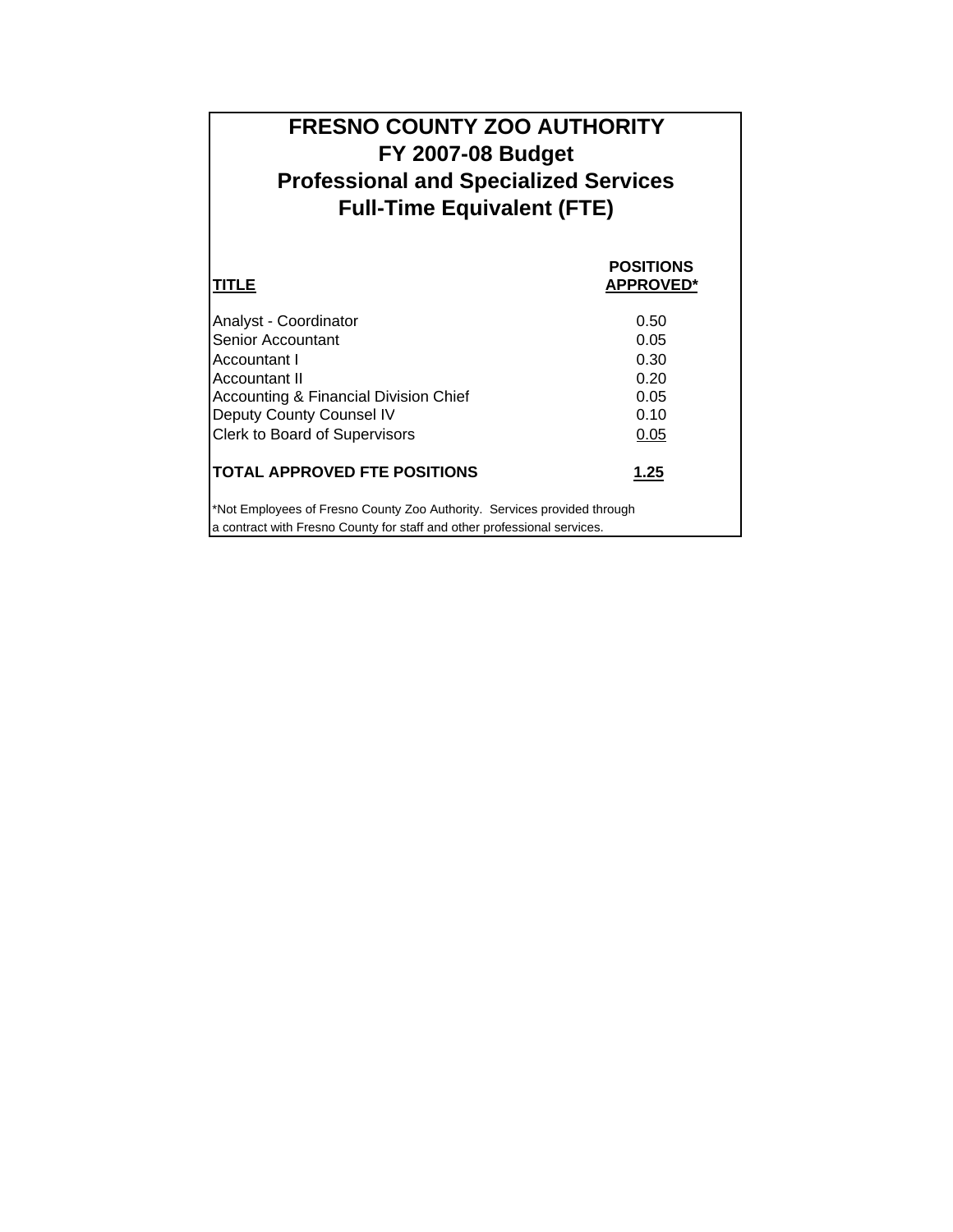# FRESNO COUNTY ZOO AUTHORITY
## FY 2007-08 Budget
## Professional and Specialized Services
## Full-Time Equivalent (FTE)

| TITLE | POSITIONS APPROVED* |
|---|---|
| Analyst - Coordinator | 0.50 |
| Senior Accountant | 0.05 |
| Accountant I | 0.30 |
| Accountant II | 0.20 |
| Accounting & Financial Division Chief | 0.05 |
| Deputy County Counsel IV | 0.10 |
| Clerk to Board of Supervisors | 0.05 |
| **TOTAL APPROVED FTE POSITIONS** | **1.25** |

*Not Employees of Fresno County Zoo Authority. Services provided through a contract with Fresno County for staff and other professional services.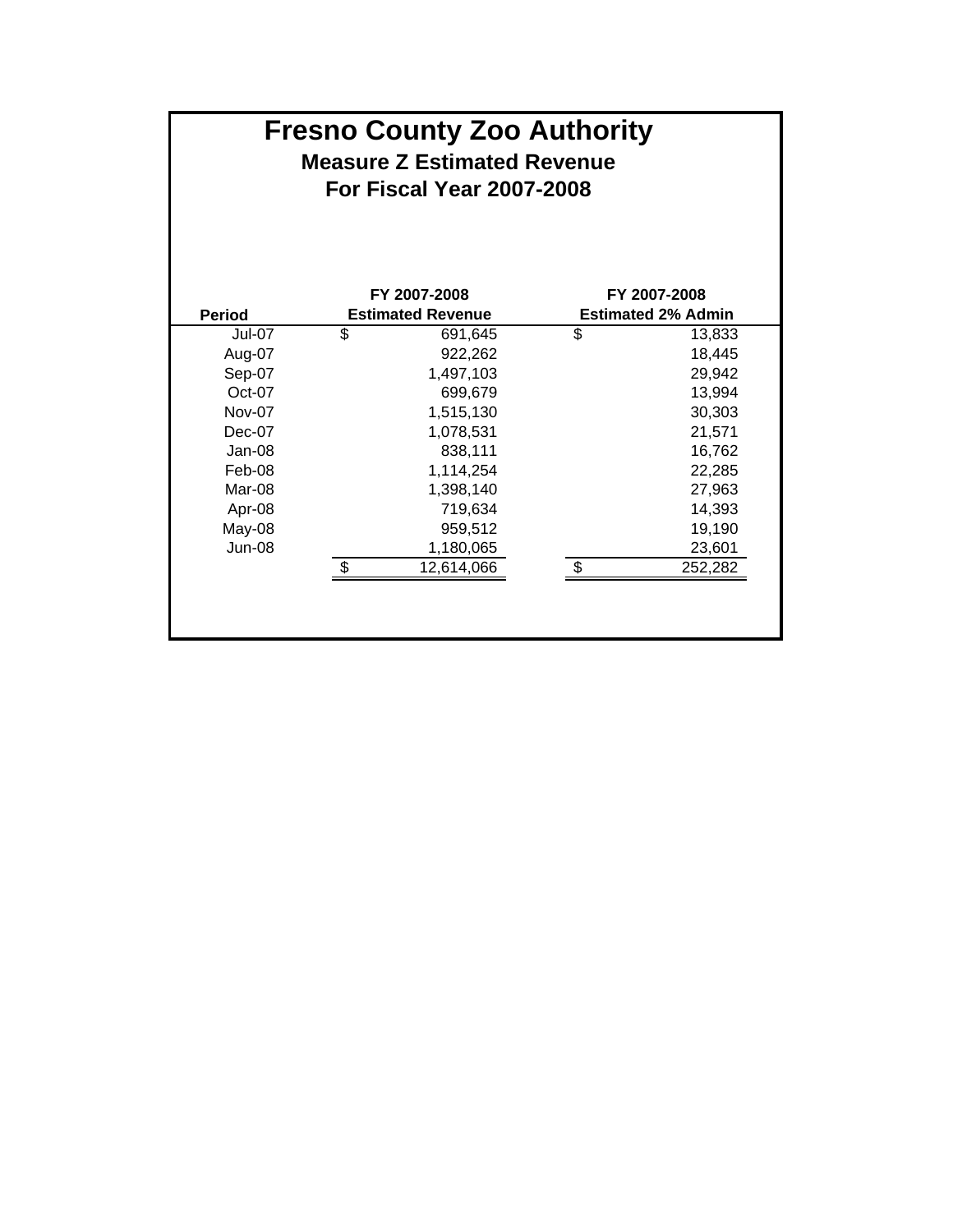# Fresno County Zoo Authority

## Measure Z Estimated Revenue

## For Fiscal Year 2007-2008

| Period | FY 2007-2008 Estimated Revenue | FY 2007-2008 Estimated 2% Admin |
|---|---|---|
| Jul-07 | $ 691,645 | $ 13,833 |
| Aug-07 | 922,262 | 18,445 |
| Sep-07 | 1,497,103 | 29,942 |
| Oct-07 | 699,679 | 13,994 |
| Nov-07 | 1,515,130 | 30,303 |
| Dec-07 | 1,078,531 | 21,571 |
| Jan-08 | 838,111 | 16,762 |
| Feb-08 | 1,114,254 | 22,285 |
| Mar-08 | 1,398,140 | 27,963 |
| Apr-08 | 719,634 | 14,393 |
| May-08 | 959,512 | 19,190 |
| Jun-08 | 1,180,065 | 23,601 |
| | $ 12,614,066 | $ 252,282 |